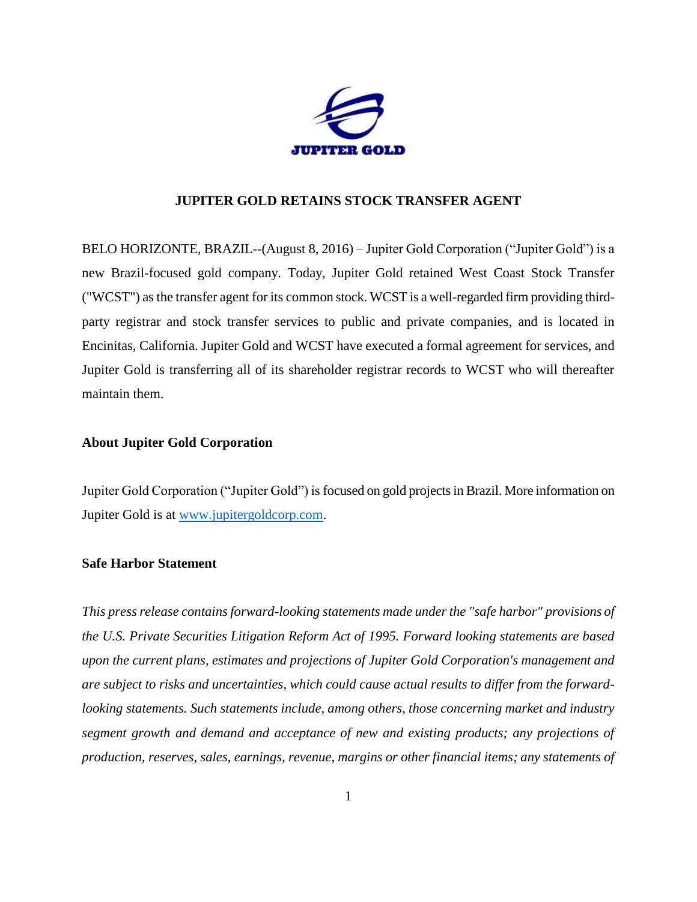JUPITER GOLD

# JUPITER GOLD RETAINS STOCK TRANSFER AGENT

BELO HORIZONTE, BRAZIL--(August 8, 2016) – Jupiter Gold Corporation ("Jupiter Gold") is a new Brazil-focused gold company. Today, Jupiter Gold retained West Coast Stock Transfer ("WCST") as the transfer agent for its common stock. WCST is a well-regarded firm providing third-party registrar and stock transfer services to public and private companies, and is located in Encinitas, California. Jupiter Gold and WCST have executed a formal agreement for services, and Jupiter Gold is transferring all of its shareholder registrar records to WCST who will thereafter maintain them.

## About Jupiter Gold Corporation

Jupiter Gold Corporation ("Jupiter Gold") is focused on gold projects in Brazil. More information on Jupiter Gold is at [www.jupitergoldcorp.com](http://www.jupitergoldcorp.com).

## Safe Harbor Statement

*This press release contains forward-looking statements made under the "safe harbor" provisions of the U.S. Private Securities Litigation Reform Act of 1995. Forward looking statements are based upon the current plans, estimates and projections of Jupiter Gold Corporation's management and are subject to risks and uncertainties, which could cause actual results to differ from the forward-looking statements. Such statements include, among others, those concerning market and industry segment growth and demand and acceptance of new and existing products; any projections of production, reserves, sales, earnings, revenue, margins or other financial items; any statements of*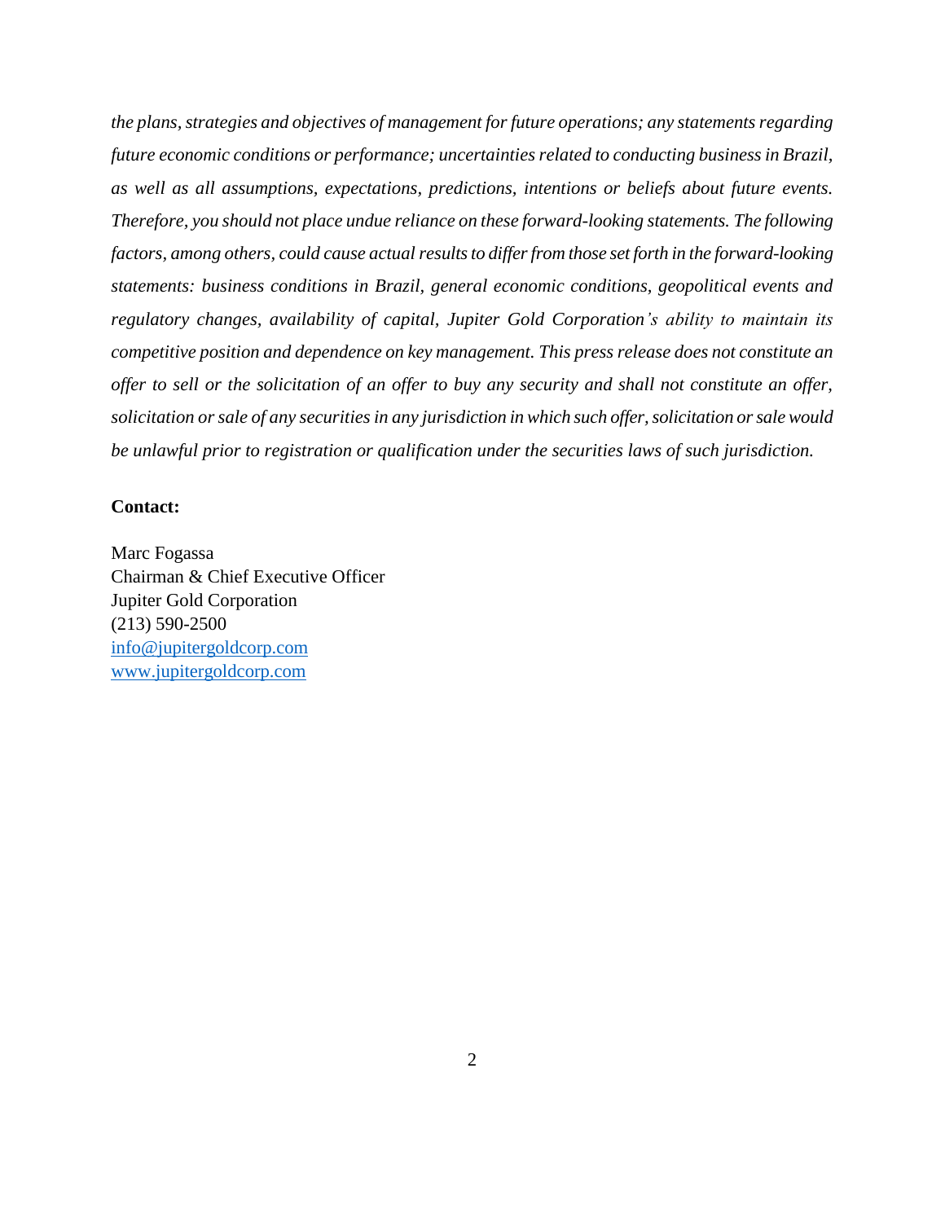*the plans, strategies and objectives of management for future operations; any statements regarding future economic conditions or performance; uncertainties related to conducting business in Brazil, as well as all assumptions, expectations, predictions, intentions or beliefs about future events. Therefore, you should not place undue reliance on these forward-looking statements. The following factors, among others, could cause actual results to differ from those set forth in the forward-looking statements: business conditions in Brazil, general economic conditions, geopolitical events and regulatory changes, availability of capital, Jupiter Gold Corporation's ability to maintain its competitive position and dependence on key management. This press release does not constitute an offer to sell or the solicitation of an offer to buy any security and shall not constitute an offer, solicitation or sale of any securities in any jurisdiction in which such offer, solicitation or sale would be unlawful prior to registration or qualification under the securities laws of such jurisdiction.*

**Contact:**

Marc Fogassa
Chairman & Chief Executive Officer
Jupiter Gold Corporation
(213) 590-2500
info@jupitergoldcorp.com
www.jupitergoldcorp.com